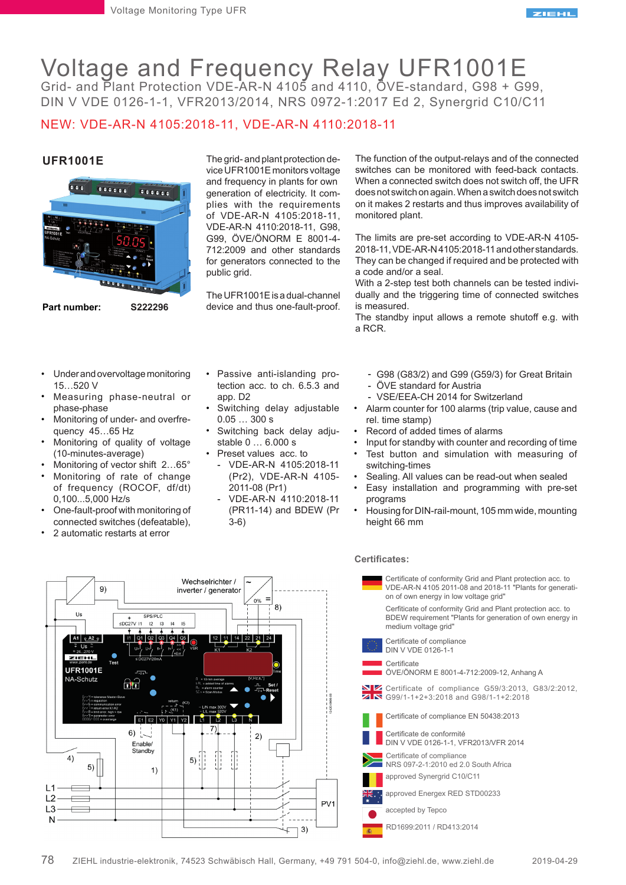# Voltage and Frequency Relay UFR1001E

Grid- and Plant Protection VDE-AR-N 4105 and 4110, ÖVE-standard, G98 + G99, DIN V VDE 0126-1-1, VFR2013/2014, NRS 0972-1:2017 Ed 2, Synergrid C10/C11

NEW: VDE-AR-N 4105:2018-11, VDE-AR-N 4110:2018-11

## UFR1001E

**Part number:** **S222296**

The grid- and plant protection device UFR1001E monitors voltage and frequency in plants for own generation of electricity. It complies with the requirements of VDE-AR-N 4105:2018-11, VDE-AR-N 4110:2018-11, G98, G99, ÖVE/ÖNORM E 8001-4-712:2009 and other standards for generators connected to the public grid.

The UFR1001E is a dual-channel device and thus one-fault-proof.

The function of the output-relays and of the connected switches can be monitored with feed-back contacts. When a connected switch does not switch off, the UFR does not switch on again. When a switch does not switch on it makes 2 restarts and thus improves availability of monitored plant.

The limits are pre-set according to VDE-AR-N 4105-2018-11, VDE-AR-N 4105:2018-11 and other standards. They can be changed if required and be protected with a code and/or a seal.
With a 2-step test both channels can be tested individually and the triggering time of connected switches is measured.
The standby input allows a remote shutoff e.g. with a RCR.

- Under and overvoltage monitoring 15…520 V
- Measuring phase-neutral or phase-phase
- Monitoring of under- and overfrequency 45…65 Hz
- Monitoring of quality of voltage (10-minutes-average)
- Monitoring of vector shift 2…65°
- Monitoring of rate of change of frequency (ROCOF, df/dt) 0,100...5,000 Hz/s
- One-fault-proof with monitoring of connected switches (defeatable),
- 2 automatic restarts at error
- Passive anti-islanding protection acc. to ch. 6.5.3 and app. D2
- Switching delay adjustable 0.05 … 300 s
- Switching back delay adjustable 0 … 6.000 s
- Preset values acc. to
  - VDE-AR-N 4105:2018-11 (Pr2), VDE-AR-N 4105-2011-08 (Pr1)
  - VDE-AR-N 4110:2018-11 (PR11-14) and BDEW (Pr 3-6)
  - G98 (G83/2) and G99 (G59/3) for Great Britain
  - ÖVE standard for Austria
  - VSE/EEA-CH 2014 for Switzerland
- Alarm counter for 100 alarms (trip value, cause and rel. time stamp)
- Record of added times of alarms
- Input for standby with counter and recording of time
- Test button and simulation with measuring of switching-times
- Sealing. All values can be read-out when sealed
- Easy installation and programming with pre-set programs
- Housing for DIN-rail-mount, 105 mm wide, mounting height 66 mm

### Certificates:

- Certificate of conformity Grid and Plant protection acc. to VDE-AR-N 4105 2011-08 and 2018-11 "Plants for generation of own energy in low voltage grid"
- Certificate of conformity Grid and Plant protection acc. to BDEW requirement "Plants for generation of own energy in medium voltage grid"
- Certificate of compliance DIN V VDE 0126-1-1
- Certificate ÖVE/ÖNORM E 8001-4-712:2009-12, Anhang A
- Certificate of compliance G59/3:2013, G83/2:2012, G99/1-1+2+3:2018 and G98/1-1+2:2018
- Certificate of compliance EN 50438:2013
- Certificate de conformité DIN V VDE 0126-1-1, VFR2013/VFR 2014
- Certificate of compliance NRS 097-2-1:2010 ed 2.0 South Africa
- approved Synergrid C10/C11
- approved Energex RED STD00233
- accepted by Tepco
- RD1699:2011 / RD413:2014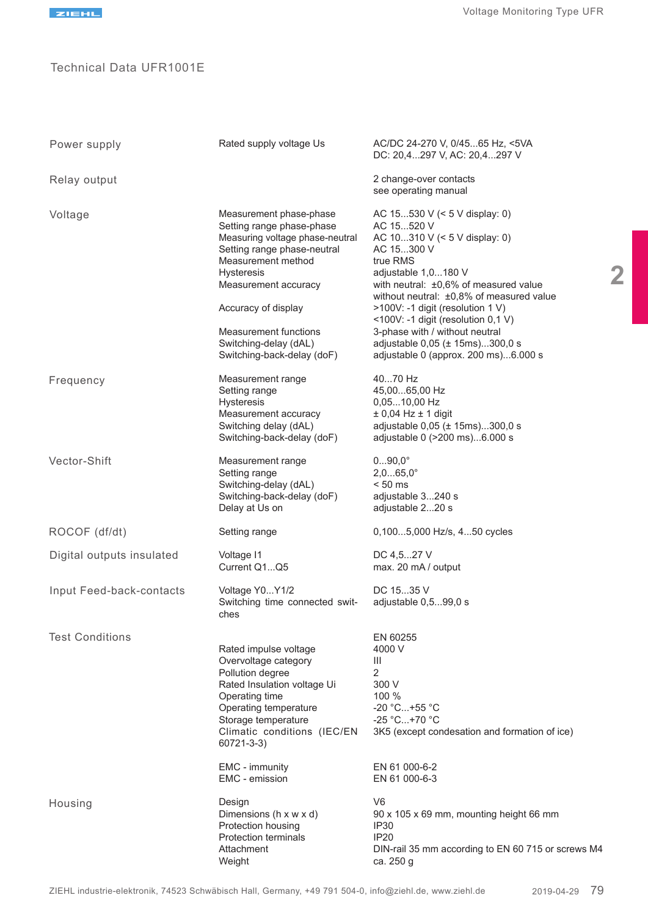## Technical Data UFR1001E

| | | |
|---|---|---|
| Power supply | Rated supply voltage Us | AC/DC 24-270 V, 0/45...65 Hz, <5VA<br>DC: 20,4...297 V, AC: 20,4...297 V |
| Relay output | | 2 change-over contacts<br>see operating manual |
| Voltage | Measurement phase-phase | AC 15...530 V (< 5 V display: 0) |
| | Setting range phase-phase | AC 15...520 V |
| | Measuring voltage phase-neutral | AC 10...310 V (< 5 V display: 0) |
| | Setting range phase-neutral | AC 15...300 V |
| | Measurement method | true RMS |
| | Hysteresis | adjustable 1,0...180 V |
| | Measurement accuracy | with neutral: ±0,6% of measured value<br>without neutral: ±0,8% of measured value |
| | Accuracy of display | >100V: -1 digit (resolution 1 V)<br><100V: -1 digit (resolution 0,1 V) |
| | Measurement functions | 3-phase with / without neutral |
| | Switching-delay (dAL) | adjustable 0,05 (± 15ms)...300,0 s |
| | Switching-back-delay (doF) | adjustable 0 (approx. 200 ms)...6.000 s |
| Frequency | Measurement range | 40...70 Hz |
| | Setting range | 45,00...65,00 Hz |
| | Hysteresis | 0,05...10,00 Hz |
| | Measurement accuracy | ± 0,04 Hz ± 1 digit |
| | Switching delay (dAL) | adjustable 0,05 (± 15ms)...300,0 s |
| | Switching-back-delay (doF) | adjustable 0 (>200 ms)...6.000 s |
| Vector-Shift | Measurement range | 0...90,0° |
| | Setting range | 2,0...65,0° |
| | Switching-delay (dAL) | < 50 ms |
| | Switching-back-delay (doF) | adjustable 3...240 s |
| | Delay at Us on | adjustable 2...20 s |
| ROCOF (df/dt) | Setting range | 0,100...5,000 Hz/s, 4...50 cycles |
| Digital outputs insulated | Voltage I1 | DC 4,5...27 V |
| | Current Q1...Q5 | max. 20 mA / output |
| Input Feed-back-contacts | Voltage Y0...Y1/2 | DC 15...35 V |
| | Switching time connected switches | adjustable 0,5...99,0 s |
| Test Conditions | | EN 60255 |
| | Rated impulse voltage | 4000 V |
| | Overvoltage category | III |
| | Pollution degree | 2 |
| | Rated Insulation voltage Ui | 300 V |
| | Operating time | 100 % |
| | Operating temperature | -20 °C...+55 °C |
| | Storage temperature | -25 °C...+70 °C |
| | Climatic conditions (IEC/EN 60721-3-3) | 3K5 (except condesation and formation of ice) |
| | EMC - immunity | EN 61 000-6-2 |
| | EMC - emission | EN 61 000-6-3 |
| Housing | Design | V6 |
| | Dimensions (h x w x d) | 90 x 105 x 69 mm, mounting height 66 mm |
| | Protection housing | IP30 |
| | Protection terminals | IP20 |
| | Attachment | DIN-rail 35 mm according to EN 60 715 or screws M4 |
| | Weight | ca. 250 g |